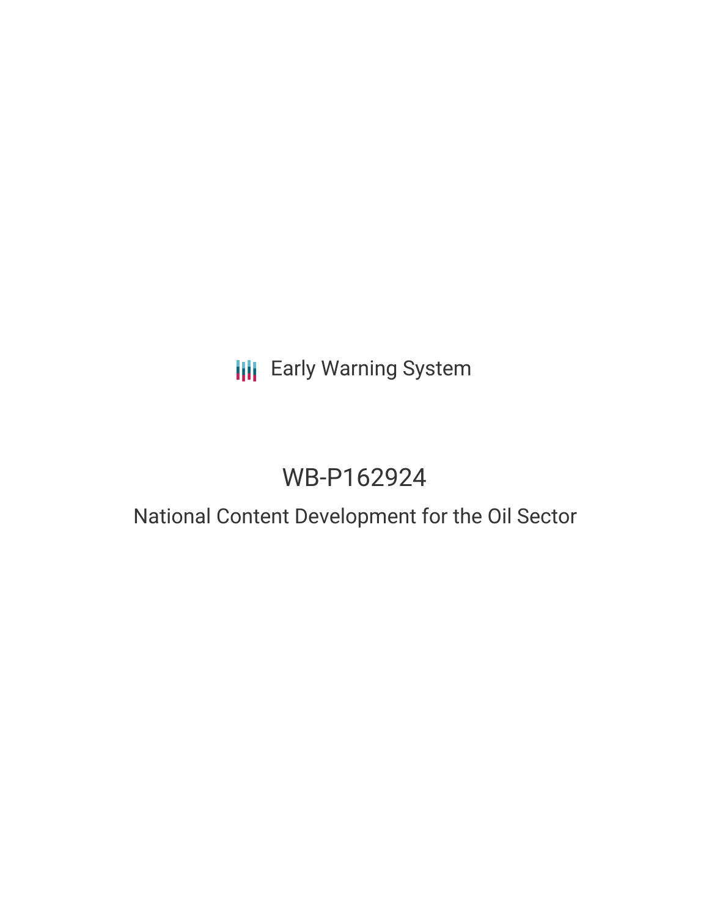Early Warning System

# WB-P162924

## National Content Development for the Oil Sector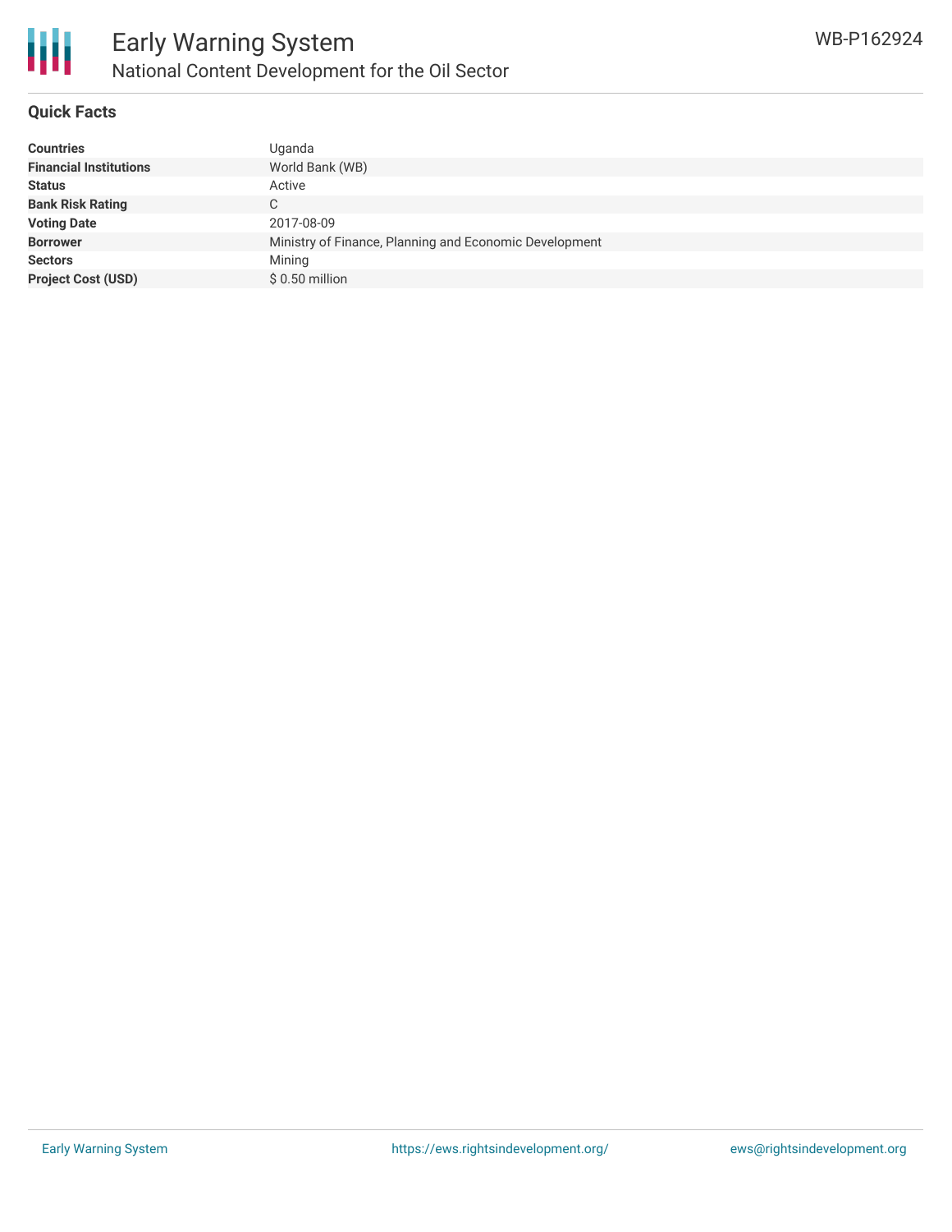# Early Warning System

## National Content Development for the Oil Sector

WB-P162924

### Quick Facts

| | |
|---|---|
| **Countries** | Uganda |
| **Financial Institutions** | World Bank (WB) |
| **Status** | Active |
| **Bank Risk Rating** | C |
| **Voting Date** | 2017-08-09 |
| **Borrower** | Ministry of Finance, Planning and Economic Development |
| **Sectors** | Mining |
| **Project Cost (USD)** | $ 0.50 million |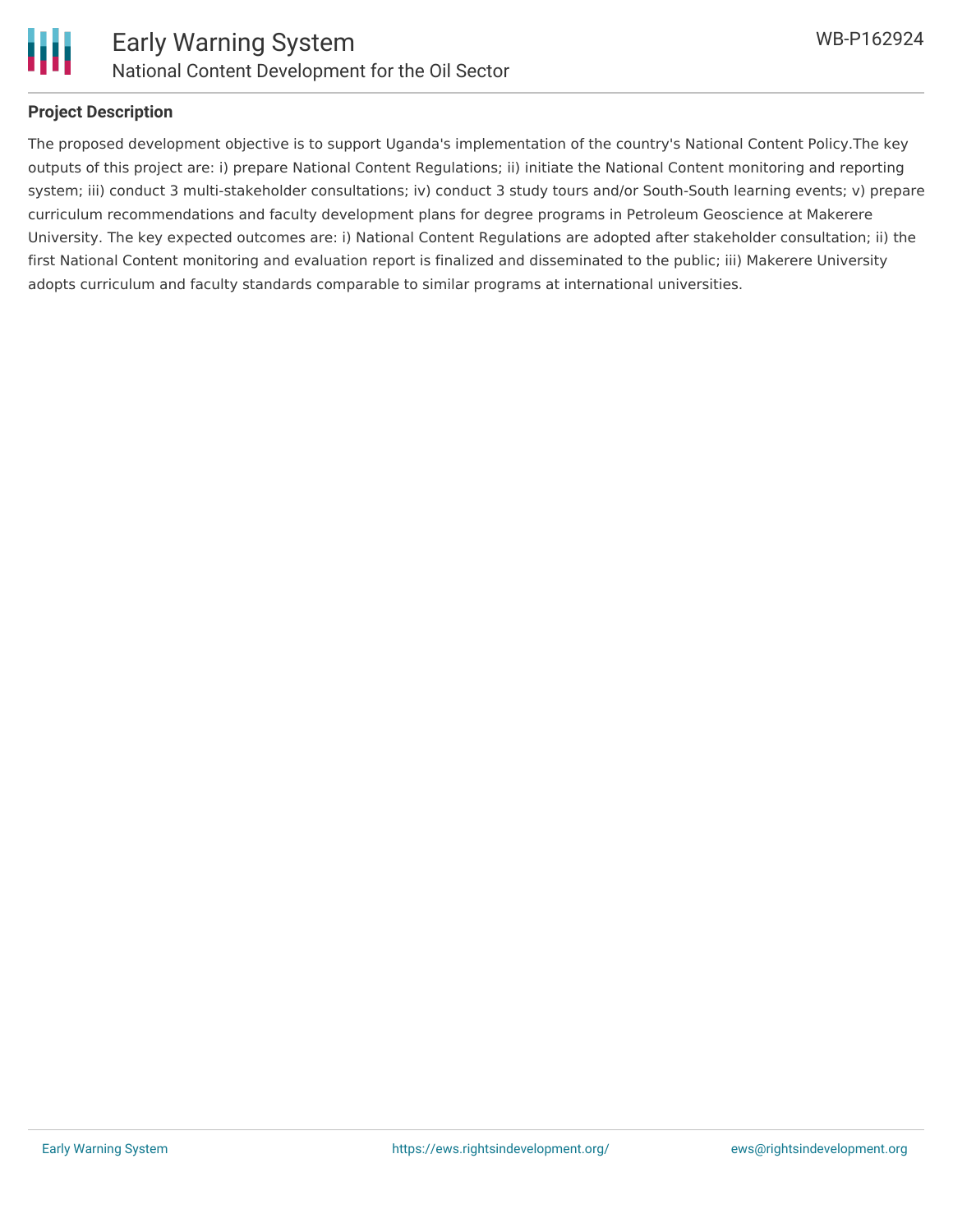## Project Description

The proposed development objective is to support Uganda's implementation of the country's National Content Policy.The key outputs of this project are: i) prepare National Content Regulations; ii) initiate the National Content monitoring and reporting system; iii) conduct 3 multi-stakeholder consultations; iv) conduct 3 study tours and/or South-South learning events; v) prepare curriculum recommendations and faculty development plans for degree programs in Petroleum Geoscience at Makerere University. The key expected outcomes are: i) National Content Regulations are adopted after stakeholder consultation; ii) the first National Content monitoring and evaluation report is finalized and disseminated to the public; iii) Makerere University adopts curriculum and faculty standards comparable to similar programs at international universities.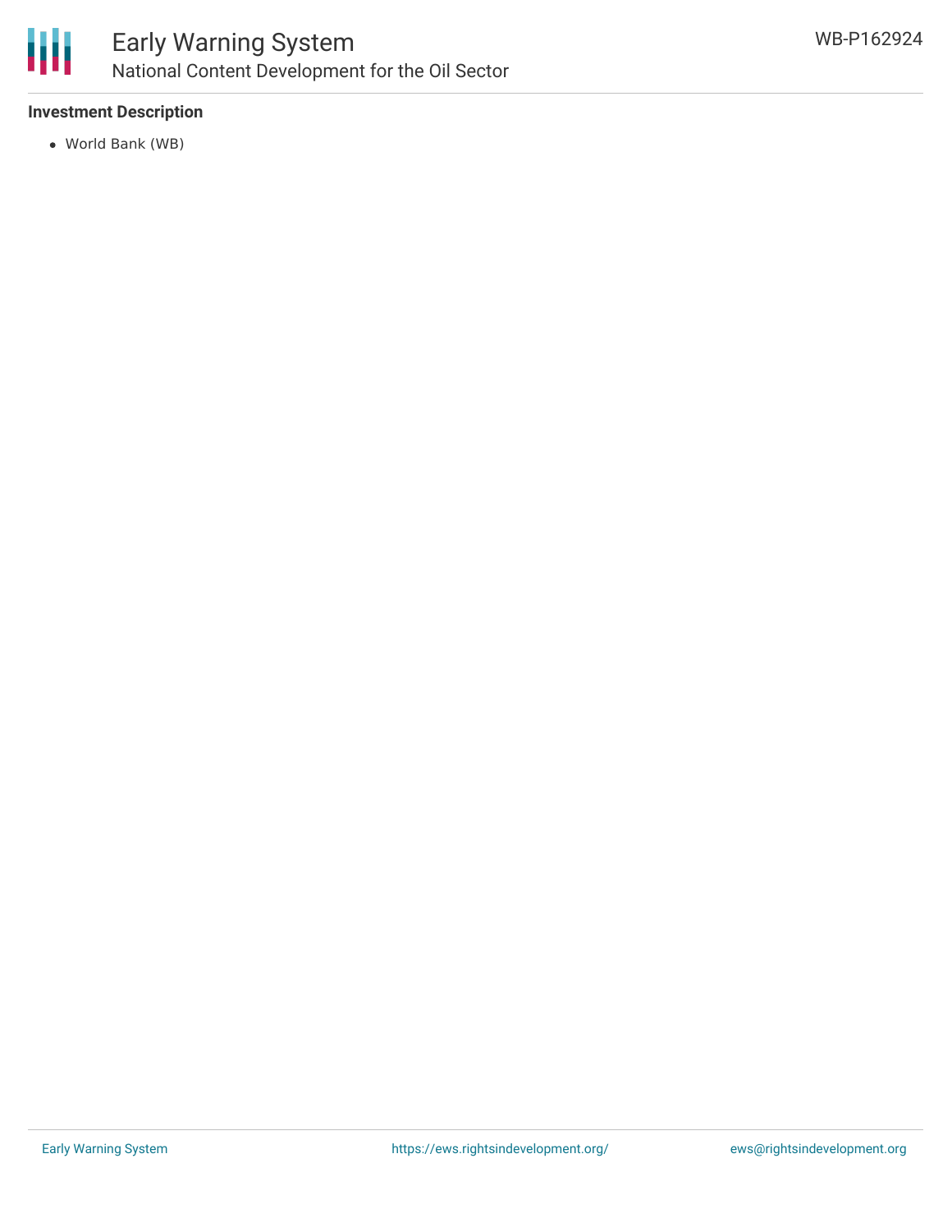### Investment Description

- World Bank (WB)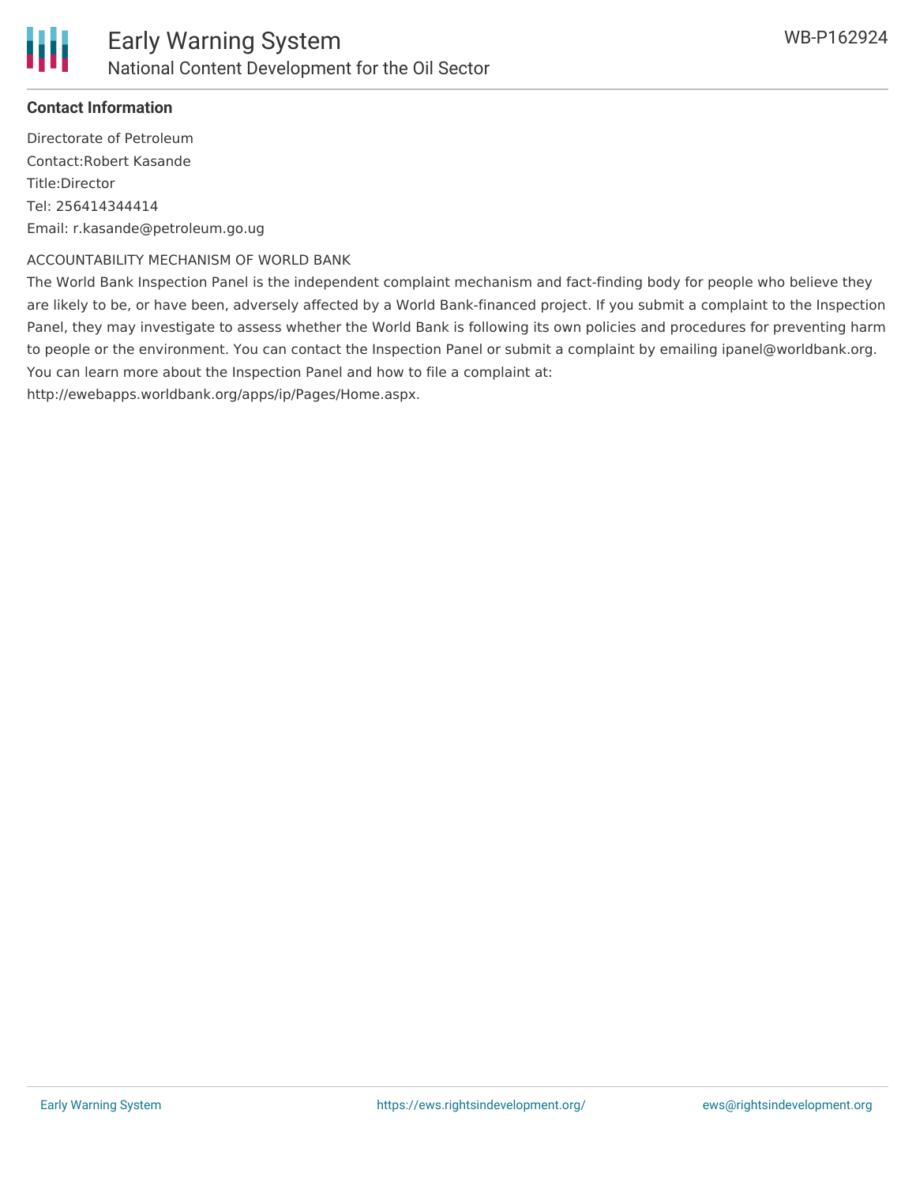**Contact Information**

Directorate of Petroleum
Contact:Robert Kasande
Title:Director
Tel: 256414344414
Email: r.kasande@petroleum.go.ug

ACCOUNTABILITY MECHANISM OF WORLD BANK

The World Bank Inspection Panel is the independent complaint mechanism and fact-finding body for people who believe they are likely to be, or have been, adversely affected by a World Bank-financed project. If you submit a complaint to the Inspection Panel, they may investigate to assess whether the World Bank is following its own policies and procedures for preventing harm to people or the environment. You can contact the Inspection Panel or submit a complaint by emailing ipanel@worldbank.org. You can learn more about the Inspection Panel and how to file a complaint at: http://ewebapps.worldbank.org/apps/ip/Pages/Home.aspx.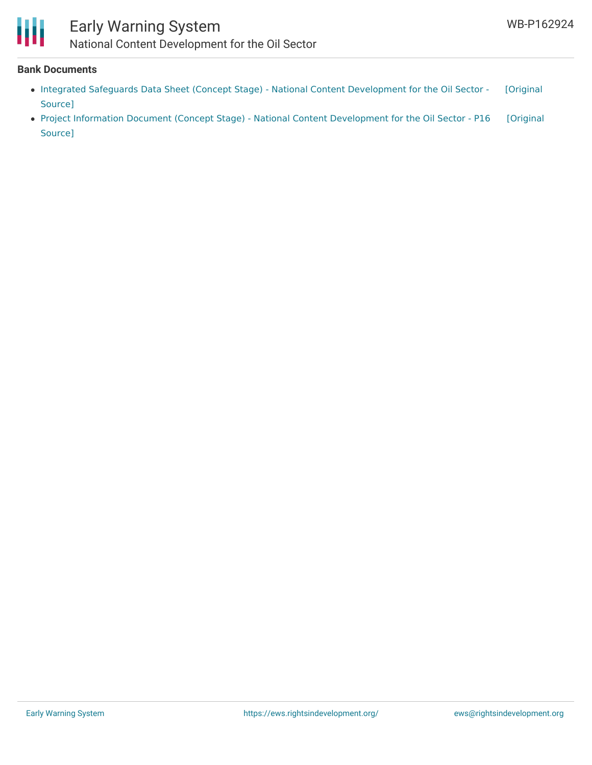**Bank Documents**

- Integrated Safeguards Data Sheet (Concept Stage) - National Content Development for the Oil Sector - [Original Source]
- Project Information Document (Concept Stage) - National Content Development for the Oil Sector - P16 [Original Source]